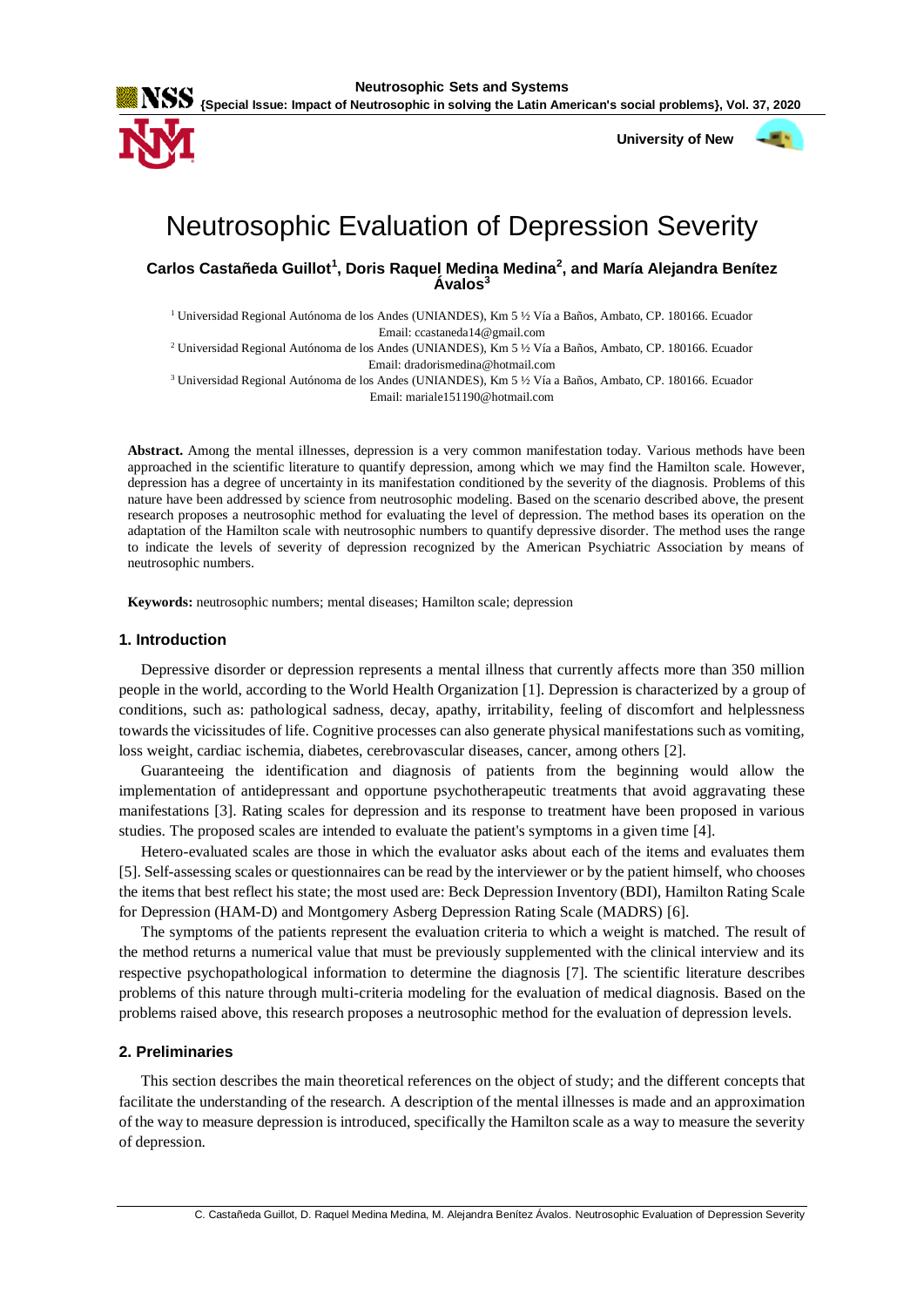# Neutrosophic Evaluation of Depression Severity

**Carlos Castañeda Guillot[1], Doris Raquel Medina Medina[2], and María Alejandra Benítez Ávalos[3]**

[1] Universidad Regional Autónoma de los Andes (UNIANDES), Km 5 ½ Vía a Baños, Ambato, CP. 180166. Ecuador
Email: ccastaneda14@gmail.com

[2] Universidad Regional Autónoma de los Andes (UNIANDES), Km 5 ½ Vía a Baños, Ambato, CP. 180166. Ecuador
Email: dradorismedina@hotmail.com

[3] Universidad Regional Autónoma de los Andes (UNIANDES), Km 5 ½ Vía a Baños, Ambato, CP. 180166. Ecuador
Email: mariale151190@hotmail.com

**Abstract.** Among the mental illnesses, depression is a very common manifestation today. Various methods have been approached in the scientific literature to quantify depression, among which we may find the Hamilton scale. However, depression has a degree of uncertainty in its manifestation conditioned by the severity of the diagnosis. Problems of this nature have been addressed by science from neutrosophic modeling. Based on the scenario described above, the present research proposes a neutrosophic method for evaluating the level of depression. The method bases its operation on the adaptation of the Hamilton scale with neutrosophic numbers to quantify depressive disorder. The method uses the range to indicate the levels of severity of depression recognized by the American Psychiatric Association by means of neutrosophic numbers.

**Keywords:** neutrosophic numbers; mental diseases; Hamilton scale; depression

## 1. Introduction

Depressive disorder or depression represents a mental illness that currently affects more than 350 million people in the world, according to the World Health Organization [1]. Depression is characterized by a group of conditions, such as: pathological sadness, decay, apathy, irritability, feeling of discomfort and helplessness towards the vicissitudes of life. Cognitive processes can also generate physical manifestations such as vomiting, loss weight, cardiac ischemia, diabetes, cerebrovascular diseases, cancer, among others [2].

Guaranteeing the identification and diagnosis of patients from the beginning would allow the implementation of antidepressant and opportune psychotherapeutic treatments that avoid aggravating these manifestations [3]. Rating scales for depression and its response to treatment have been proposed in various studies. The proposed scales are intended to evaluate the patient's symptoms in a given time [4].

Hetero-evaluated scales are those in which the evaluator asks about each of the items and evaluates them [5]. Self-assessing scales or questionnaires can be read by the interviewer or by the patient himself, who chooses the items that best reflect his state; the most used are: Beck Depression Inventory (BDI), Hamilton Rating Scale for Depression (HAM-D) and Montgomery Asberg Depression Rating Scale (MADRS) [6].

The symptoms of the patients represent the evaluation criteria to which a weight is matched. The result of the method returns a numerical value that must be previously supplemented with the clinical interview and its respective psychopathological information to determine the diagnosis [7]. The scientific literature describes problems of this nature through multi-criteria modeling for the evaluation of medical diagnosis. Based on the problems raised above, this research proposes a neutrosophic method for the evaluation of depression levels.

## 2. Preliminaries

This section describes the main theoretical references on the object of study; and the different concepts that facilitate the understanding of the research. A description of the mental illnesses is made and an approximation of the way to measure depression is introduced, specifically the Hamilton scale as a way to measure the severity of depression.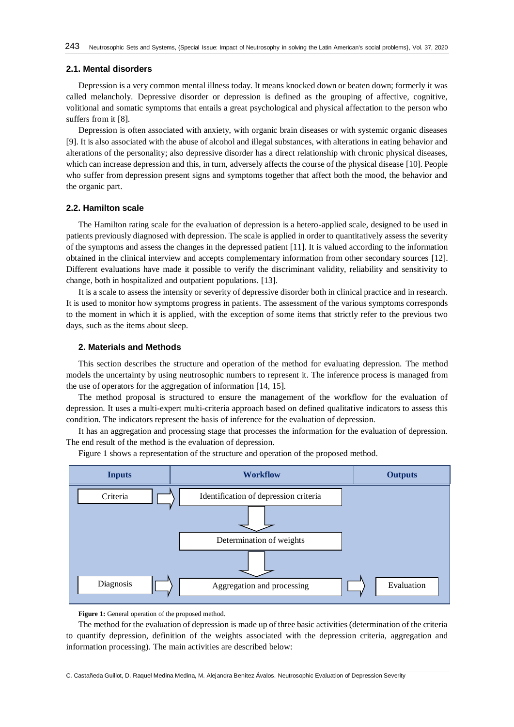### 2.1. Mental disorders

Depression is a very common mental illness today. It means knocked down or beaten down; formerly it was called melancholy. Depressive disorder or depression is defined as the grouping of affective, cognitive, volitional and somatic symptoms that entails a great psychological and physical affectation to the person who suffers from it [8].

Depression is often associated with anxiety, with organic brain diseases or with systemic organic diseases [9]. It is also associated with the abuse of alcohol and illegal substances, with alterations in eating behavior and alterations of the personality; also depressive disorder has a direct relationship with chronic physical diseases, which can increase depression and this, in turn, adversely affects the course of the physical disease [10]. People who suffer from depression present signs and symptoms together that affect both the mood, the behavior and the organic part.

### 2.2. Hamilton scale

The Hamilton rating scale for the evaluation of depression is a hetero-applied scale, designed to be used in patients previously diagnosed with depression. The scale is applied in order to quantitatively assess the severity of the symptoms and assess the changes in the depressed patient [11]. It is valued according to the information obtained in the clinical interview and accepts complementary information from other secondary sources [12]. Different evaluations have made it possible to verify the discriminant validity, reliability and sensitivity to change, both in hospitalized and outpatient populations. [13].

It is a scale to assess the intensity or severity of depressive disorder both in clinical practice and in research. It is used to monitor how symptoms progress in patients. The assessment of the various symptoms corresponds to the moment in which it is applied, with the exception of some items that strictly refer to the previous two days, such as the items about sleep.

## 2. Materials and Methods

This section describes the structure and operation of the method for evaluating depression. The method models the uncertainty by using neutrosophic numbers to represent it. The inference process is managed from the use of operators for the aggregation of information [14, 15].

The method proposal is structured to ensure the management of the workflow for the evaluation of depression. It uses a multi-expert multi-criteria approach based on defined qualitative indicators to assess this condition. The indicators represent the basis of inference for the evaluation of depression.

It has an aggregation and processing stage that processes the information for the evaluation of depression. The end result of the method is the evaluation of depression.

Figure 1 shows a representation of the structure and operation of the proposed method.

Inputs
Workflow
Outputs
Criteria
Identification of depression criteria
Determination of weights
Diagnosis
Aggregation and processing
Evaluation

**Figure 1:** General operation of the proposed method.

The method for the evaluation of depression is made up of three basic activities (determination of the criteria to quantify depression, definition of the weights associated with the depression criteria, aggregation and information processing). The main activities are described below: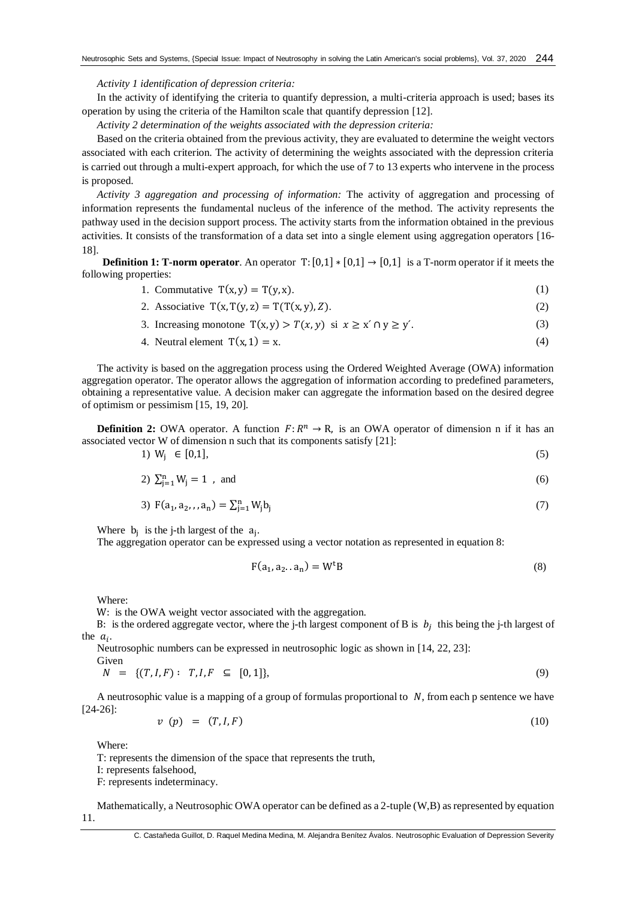*Activity 1 identification of depression criteria:*

In the activity of identifying the criteria to quantify depression, a multi-criteria approach is used; bases its operation by using the criteria of the Hamilton scale that quantify depression [12].

*Activity 2 determination of the weights associated with the depression criteria:*

Based on the criteria obtained from the previous activity, they are evaluated to determine the weight vectors associated with each criterion. The activity of determining the weights associated with the depression criteria is carried out through a multi-expert approach, for which the use of 7 to 13 experts who intervene in the process is proposed.

*Activity 3 aggregation and processing of information:* The activity of aggregation and processing of information represents the fundamental nucleus of the inference of the method. The activity represents the pathway used in the decision support process. The activity starts from the information obtained in the previous activities. It consists of the transformation of a data set into a single element using aggregation operators [16-18].

**Definition 1: T-norm operator**. An operator $T:[0,1] * [0,1] \rightarrow [0,1]$ is a T-norm operator if it meets the following properties:

1. Commutative $T(x, y) = T(y, x)$. (1)
2. Associative $T(x, T(y, z) = T(T(x, y), Z)$. (2)
3. Increasing monotone $T(x, y) > T(x, y)$ si $x \geq x' \cap y \geq y'$. (3)
4. Neutral element $T(x, 1) = x$. (4)

The activity is based on the aggregation process using the Ordered Weighted Average (OWA) information aggregation operator. The operator allows the aggregation of information according to predefined parameters, obtaining a representative value. A decision maker can aggregate the information based on the desired degree of optimism or pessimism [15, 19, 20].

**Definition 2:** OWA operator. A function $F: R^n \rightarrow R$, is an OWA operator of dimension n if it has an associated vector W of dimension n such that its components satisfy [21]:

1) $W_j \in [0,1]$, (5)

2) $\sum_{j=1}^{n} W_j = 1$, and (6)

3) $F(a_1, a_2, , , a_n) = \sum_{j=1}^{n} W_j b_j$ (7)

Where $b_j$ is the j-th largest of the $a_j$.

The aggregation operator can be expressed using a vector notation as represented in equation 8:

$$F(a_1, a_2 .. a_n) = W^t B \tag{8}$$

Where:

W: is the OWA weight vector associated with the aggregation.

B: is the ordered aggregate vector, where the j-th largest component of B is $b_j$ this being the j-th largest of the $a_i$.

Neutrosophic numbers can be expressed in neutrosophic logic as shown in [14, 22, 23]:

Given

$$N = \{(T, I, F) : T, I, F \subseteq [0, 1]\}, \tag{9}$$

A neutrosophic value is a mapping of a group of formulas proportional to $N$, from each p sentence we have [24-26]:

$$v(p) = (T, I, F) \tag{10}$$

Where:

T: represents the dimension of the space that represents the truth,

I: represents falsehood,

F: represents indeterminacy.

Mathematically, a Neutrosophic OWA operator can be defined as a 2-tuple (W,B) as represented by equation 11.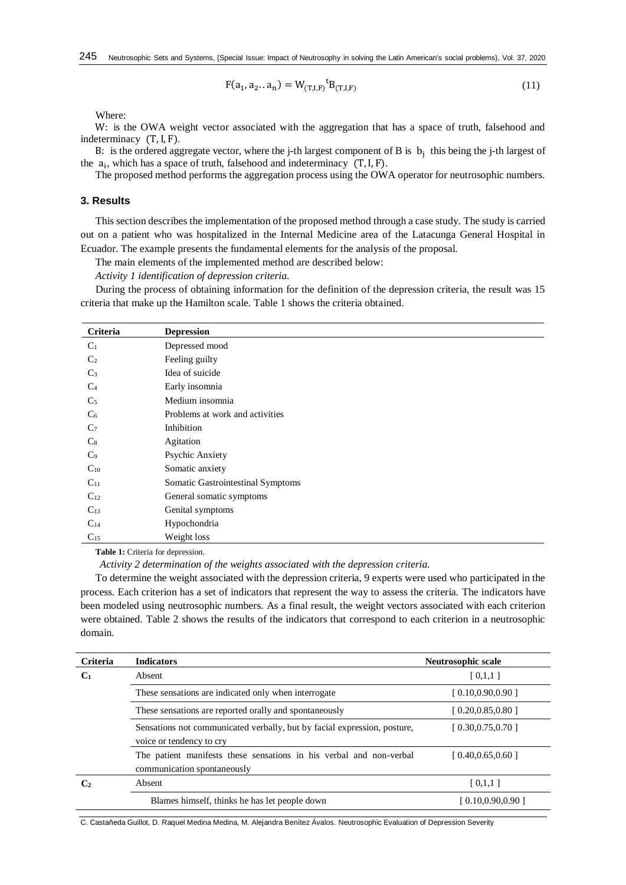$$F(a_1, a_2 .. a_n) = W_{(T,I,F)}{}^{t} B_{(T,I,F)} \tag{11}$$

Where:

W: is the OWA weight vector associated with the aggregation that has a space of truth, falsehood and indeterminacy $(T, I, F)$.

B: is the ordered aggregate vector, where the j-th largest component of B is $b_j$ this being the j-th largest of the $a_i$, which has a space of truth, falsehood and indeterminacy $(T, I, F)$.

The proposed method performs the aggregation process using the OWA operator for neutrosophic numbers.

## 3. Results

This section describes the implementation of the proposed method through a case study. The study is carried out on a patient who was hospitalized in the Internal Medicine area of the Latacunga General Hospital in Ecuador. The example presents the fundamental elements for the analysis of the proposal.

The main elements of the implemented method are described below:

*Activity 1 identification of depression criteria.*

During the process of obtaining information for the definition of the depression criteria, the result was 15 criteria that make up the Hamilton scale. Table 1 shows the criteria obtained.

| Criteria | Depression |
|---|---|
| $C_1$ | Depressed mood |
| $C_2$ | Feeling guilty |
| $C_3$ | Idea of suicide |
| $C_4$ | Early insomnia |
| $C_5$ | Medium insomnia |
| $C_6$ | Problems at work and activities |
| $C_7$ | Inhibition |
| $C_8$ | Agitation |
| $C_9$ | Psychic Anxiety |
| $C_{10}$ | Somatic anxiety |
| $C_{11}$ | Somatic Gastrointestinal Symptoms |
| $C_{12}$ | General somatic symptoms |
| $C_{13}$ | Genital symptoms |
| $C_{14}$ | Hypochondria |
| $C_{15}$ | Weight loss |

**Table 1:** Criteria for depression.

*Activity 2 determination of the weights associated with the depression criteria.*

To determine the weight associated with the depression criteria, 9 experts were used who participated in the process. Each criterion has a set of indicators that represent the way to assess the criteria. The indicators have been modeled using neutrosophic numbers. As a final result, the weight vectors associated with each criterion were obtained. Table 2 shows the results of the indicators that correspond to each criterion in a neutrosophic domain.

| Criteria | Indicators | Neutrosophic scale |
|---|---|---|
| $C_1$ | Absent | [ 0,1,1 ] |
| | These sensations are indicated only when interrogate | [ 0.10,0.90,0.90 ] |
| | These sensations are reported orally and spontaneously | [ 0.20,0.85,0.80 ] |
| | Sensations not communicated verbally, but by facial expression, posture, voice or tendency to cry | [ 0.30,0.75,0.70 ] |
| | The patient manifests these sensations in his verbal and non-verbal communication spontaneously | [ 0.40,0.65,0.60 ] |
| $C_2$ | Absent | [ 0,1,1 ] |
| | Blames himself, thinks he has let people down | [ 0.10,0.90,0.90 ] |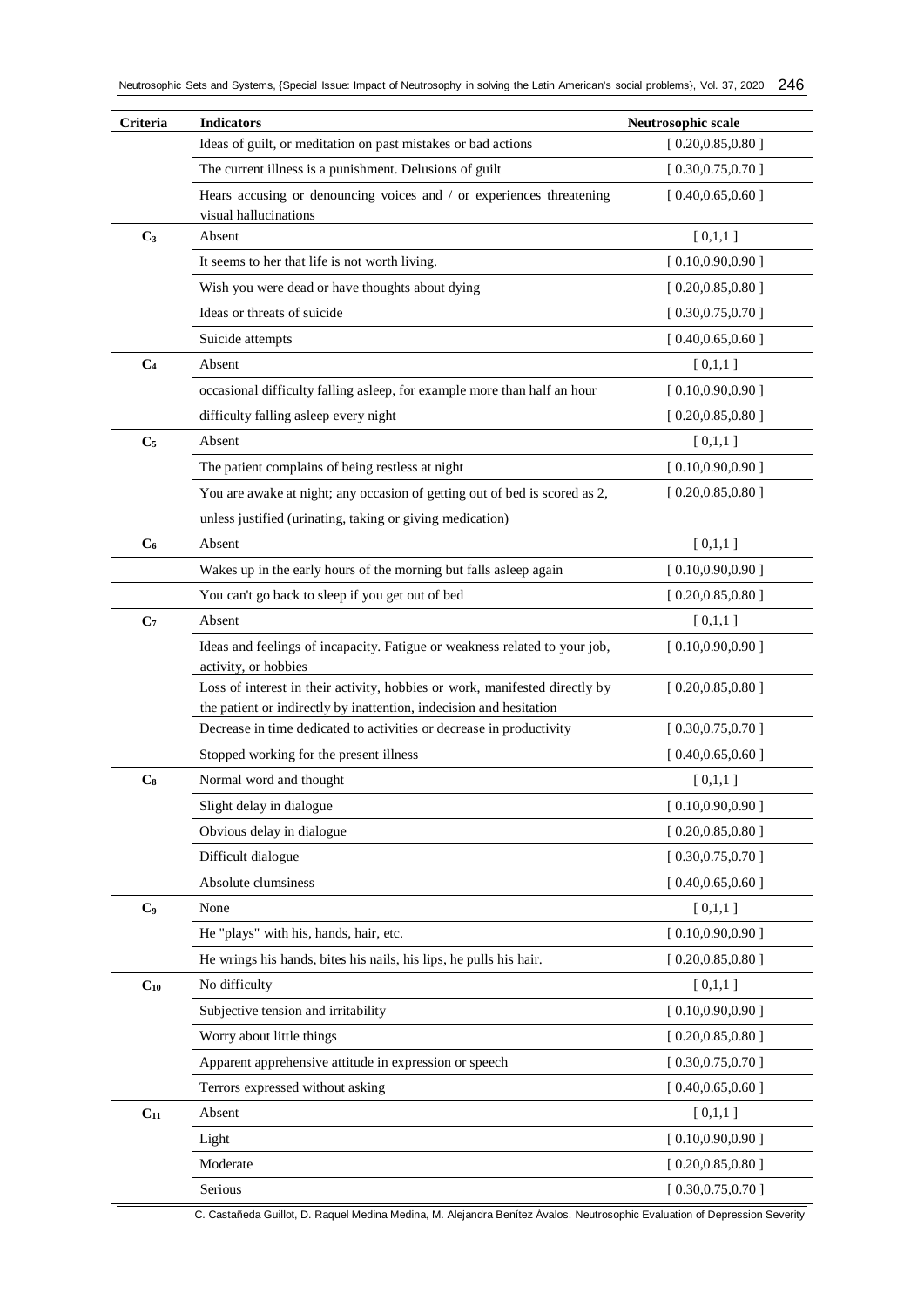| Criteria | Indicators | Neutrosophic scale |
|---|---|---|
| | Ideas of guilt, or meditation on past mistakes or bad actions | [ 0.20,0.85,0.80 ] |
| | The current illness is a punishment. Delusions of guilt | [ 0.30,0.75,0.70 ] |
| | Hears accusing or denouncing voices and / or experiences threatening visual hallucinations | [ 0.40,0.65,0.60 ] |
| $C_3$ | Absent | [ 0,1,1 ] |
| | It seems to her that life is not worth living. | [ 0.10,0.90,0.90 ] |
| | Wish you were dead or have thoughts about dying | [ 0.20,0.85,0.80 ] |
| | Ideas or threats of suicide | [ 0.30,0.75,0.70 ] |
| | Suicide attempts | [ 0.40,0.65,0.60 ] |
| $C_4$ | Absent | [ 0,1,1 ] |
| | occasional difficulty falling asleep, for example more than half an hour | [ 0.10,0.90,0.90 ] |
| | difficulty falling asleep every night | [ 0.20,0.85,0.80 ] |
| $C_5$ | Absent | [ 0,1,1 ] |
| | The patient complains of being restless at night | [ 0.10,0.90,0.90 ] |
| | You are awake at night; any occasion of getting out of bed is scored as 2, unless justified (urinating, taking or giving medication) | [ 0.20,0.85,0.80 ] |
| $C_6$ | Absent | [ 0,1,1 ] |
| | Wakes up in the early hours of the morning but falls asleep again | [ 0.10,0.90,0.90 ] |
| | You can't go back to sleep if you get out of bed | [ 0.20,0.85,0.80 ] |
| $C_7$ | Absent | [ 0,1,1 ] |
| | Ideas and feelings of incapacity. Fatigue or weakness related to your job, activity, or hobbies | [ 0.10,0.90,0.90 ] |
| | Loss of interest in their activity, hobbies or work, manifested directly by the patient or indirectly by inattention, indecision and hesitation | [ 0.20,0.85,0.80 ] |
| | Decrease in time dedicated to activities or decrease in productivity | [ 0.30,0.75,0.70 ] |
| | Stopped working for the present illness | [ 0.40,0.65,0.60 ] |
| $C_8$ | Normal word and thought | [ 0,1,1 ] |
| | Slight delay in dialogue | [ 0.10,0.90,0.90 ] |
| | Obvious delay in dialogue | [ 0.20,0.85,0.80 ] |
| | Difficult dialogue | [ 0.30,0.75,0.70 ] |
| | Absolute clumsiness | [ 0.40,0.65,0.60 ] |
| $C_9$ | None | [ 0,1,1 ] |
| | He "plays" with his, hands, hair, etc. | [ 0.10,0.90,0.90 ] |
| | He wrings his hands, bites his nails, his lips, he pulls his hair. | [ 0.20,0.85,0.80 ] |
| $C_{10}$ | No difficulty | [ 0,1,1 ] |
| | Subjective tension and irritability | [ 0.10,0.90,0.90 ] |
| | Worry about little things | [ 0.20,0.85,0.80 ] |
| | Apparent apprehensive attitude in expression or speech | [ 0.30,0.75,0.70 ] |
| | Terrors expressed without asking | [ 0.40,0.65,0.60 ] |
| $C_{11}$ | Absent | [ 0,1,1 ] |
| | Light | [ 0.10,0.90,0.90 ] |
| | Moderate | [ 0.20,0.85,0.80 ] |
| | Serious | [ 0.30,0.75,0.70 ] |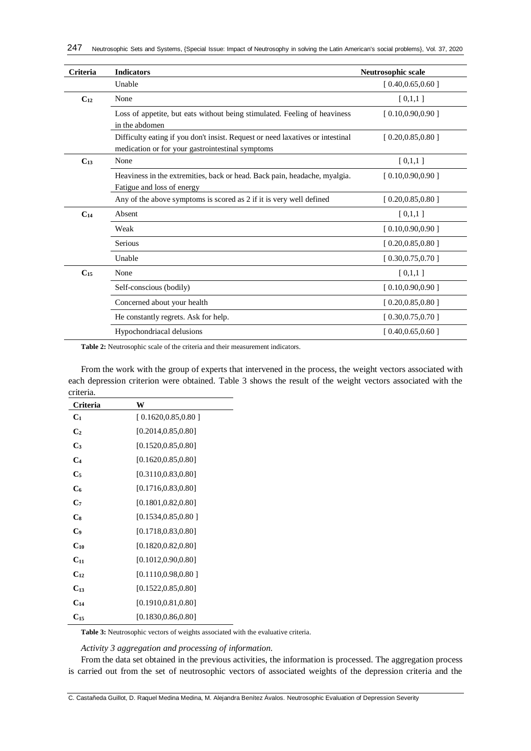| Criteria | Indicators | Neutrosophic scale |
|---|---|---|
| | Unable | [ 0.40,0.65,0.60 ] |
| $C_{12}$ | None | [ 0,1,1 ] |
| | Loss of appetite, but eats without being stimulated. Feeling of heaviness in the abdomen | [ 0.10,0.90,0.90 ] |
| | Difficulty eating if you don't insist. Request or need laxatives or intestinal medication or for your gastrointestinal symptoms | [ 0.20,0.85,0.80 ] |
| $C_{13}$ | None | [ 0,1,1 ] |
| | Heaviness in the extremities, back or head. Back pain, headache, myalgia. Fatigue and loss of energy | [ 0.10,0.90,0.90 ] |
| | Any of the above symptoms is scored as 2 if it is very well defined | [ 0.20,0.85,0.80 ] |
| $C_{14}$ | Absent | [ 0,1,1 ] |
| | Weak | [ 0.10,0.90,0.90 ] |
| | Serious | [ 0.20,0.85,0.80 ] |
| | Unable | [ 0.30,0.75,0.70 ] |
| $C_{15}$ | None | [ 0,1,1 ] |
| | Self-conscious (bodily) | [ 0.10,0.90,0.90 ] |
| | Concerned about your health | [ 0.20,0.85,0.80 ] |
| | He constantly regrets. Ask for help. | [ 0.30,0.75,0.70 ] |
| | Hypochondriacal delusions | [ 0.40,0.65,0.60 ] |

**Table 2:** Neutrosophic scale of the criteria and their measurement indicators.

From the work with the group of experts that intervened in the process, the weight vectors associated with each depression criterion were obtained. Table 3 shows the result of the weight vectors associated with the criteria.

| Criteria | W |
|---|---|
| $C_1$ | [ 0.1620,0.85,0.80 ] |
| $C_2$ | [0.2014,0.85,0.80] |
| $C_3$ | [0.1520,0.85,0.80] |
| $C_4$ | [0.1620,0.85,0.80] |
| $C_5$ | [0.3110,0.83,0.80] |
| $C_6$ | [0.1716,0.83,0.80] |
| $C_7$ | [0.1801,0.82,0.80] |
| $C_8$ | [0.1534,0.85,0.80 ] |
| $C_9$ | [0.1718,0.83,0.80] |
| $C_{10}$ | [0.1820,0.82,0.80] |
| $C_{11}$ | [0.1012,0.90,0.80] |
| $C_{12}$ | [0.1110,0.98,0.80 ] |
| $C_{13}$ | [0.1522,0.85,0.80] |
| $C_{14}$ | [0.1910,0.81,0.80] |
| $C_{15}$ | [0.1830,0.86,0.80] |

**Table 3:** Neutrosophic vectors of weights associated with the evaluative criteria.

*Activity 3 aggregation and processing of information.*

From the data set obtained in the previous activities, the information is processed. The aggregation process is carried out from the set of neutrosophic vectors of associated weights of the depression criteria and the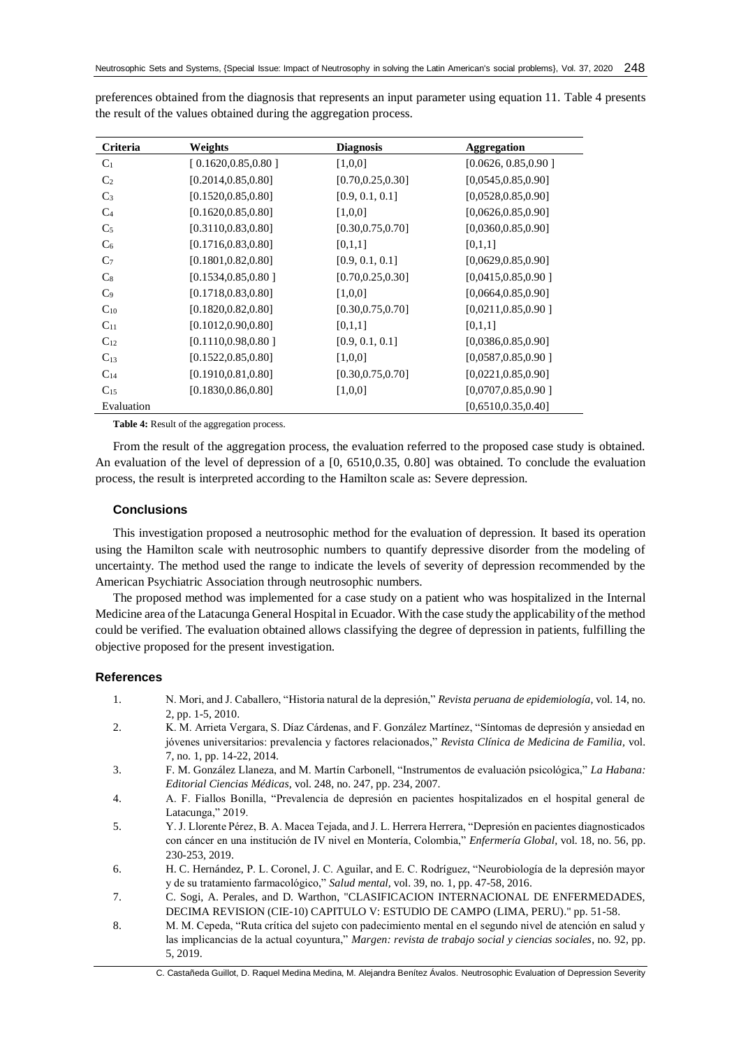preferences obtained from the diagnosis that represents an input parameter using equation 11. Table 4 presents the result of the values obtained during the aggregation process.

| Criteria | Weights | Diagnosis | Aggregation |
|---|---|---|---|
| $C_1$ | [ 0.1620,0.85,0.80 ] | [1,0,0] | [0.0626, 0.85,0.90 ] |
| $C_2$ | [0.2014,0.85,0.80] | [0.70,0.25,0.30] | [0,0545,0.85,0.90] |
| $C_3$ | [0.1520,0.85,0.80] | [0.9, 0.1, 0.1] | [0,0528,0.85,0.90] |
| $C_4$ | [0.1620,0.85,0.80] | [1,0,0] | [0,0626,0.85,0.90] |
| $C_5$ | [0.3110,0.83,0.80] | [0.30,0.75,0.70] | [0,0360,0.85,0.90] |
| $C_6$ | [0.1716,0.83,0.80] | [0,1,1] | [0,1,1] |
| $C_7$ | [0.1801,0.82,0.80] | [0.9, 0.1, 0.1] | [0,0629,0.85,0.90] |
| $C_8$ | [0.1534,0.85,0.80 ] | [0.70,0.25,0.30] | [0,0415,0.85,0.90 ] |
| $C_9$ | [0.1718,0.83,0.80] | [1,0,0] | [0,0664,0.85,0.90] |
| $C_{10}$ | [0.1820,0.82,0.80] | [0.30,0.75,0.70] | [0,0211,0.85,0.90 ] |
| $C_{11}$ | [0.1012,0.90,0.80] | [0,1,1] | [0,1,1] |
| $C_{12}$ | [0.1110,0.98,0.80 ] | [0.9, 0.1, 0.1] | [0,0386,0.85,0.90] |
| $C_{13}$ | [0.1522,0.85,0.80] | [1,0,0] | [0,0587,0.85,0.90 ] |
| $C_{14}$ | [0.1910,0.81,0.80] | [0.30,0.75,0.70] | [0,0221,0.85,0.90] |
| $C_{15}$ | [0.1830,0.86,0.80] | [1,0,0] | [0,0707,0.85,0.90 ] |
| Evaluation | | | [0,6510,0.35,0.40] |

**Table 4:** Result of the aggregation process.

From the result of the aggregation process, the evaluation referred to the proposed case study is obtained. An evaluation of the level of depression of a [0, 6510,0.35, 0.80] was obtained. To conclude the evaluation process, the result is interpreted according to the Hamilton scale as: Severe depression.

## Conclusions

This investigation proposed a neutrosophic method for the evaluation of depression. It based its operation using the Hamilton scale with neutrosophic numbers to quantify depressive disorder from the modeling of uncertainty. The method used the range to indicate the levels of severity of depression recommended by the American Psychiatric Association through neutrosophic numbers.

The proposed method was implemented for a case study on a patient who was hospitalized in the Internal Medicine area of the Latacunga General Hospital in Ecuador. With the case study the applicability of the method could be verified. The evaluation obtained allows classifying the degree of depression in patients, fulfilling the objective proposed for the present investigation.

## References

1. N. Mori, and J. Caballero, "Historia natural de la depresión," *Revista peruana de epidemiología*, vol. 14, no. 2, pp. 1-5, 2010.
2. K. M. Arrieta Vergara, S. Díaz Cárdenas, and F. González Martínez, "Síntomas de depresión y ansiedad en jóvenes universitarios: prevalencia y factores relacionados," *Revista Clínica de Medicina de Familia*, vol. 7, no. 1, pp. 14-22, 2014.
3. F. M. González Llaneza, and M. Martín Carbonell, "Instrumentos de evaluación psicológica," *La Habana: Editorial Ciencias Médicas*, vol. 248, no. 247, pp. 234, 2007.
4. A. F. Fiallos Bonilla, "Prevalencia de depresión en pacientes hospitalizados en el hospital general de Latacunga," 2019.
5. Y. J. Llorente Pérez, B. A. Macea Tejada, and J. L. Herrera Herrera, "Depresión en pacientes diagnosticados con cáncer en una institución de IV nivel en Montería, Colombia," *Enfermería Global*, vol. 18, no. 56, pp. 230-253, 2019.
6. H. C. Hernández, P. L. Coronel, J. C. Aguilar, and E. C. Rodríguez, "Neurobiología de la depresión mayor y de su tratamiento farmacológico," *Salud mental*, vol. 39, no. 1, pp. 47-58, 2016.
7. C. Sogi, A. Perales, and D. Warthon, "CLASIFICACION INTERNACIONAL DE ENFERMEDADES, DECIMA REVISION (CIE-10) CAPITULO V: ESTUDIO DE CAMPO (LIMA, PERU)." pp. 51-58.
8. M. M. Cepeda, "Ruta crítica del sujeto con padecimiento mental en el segundo nivel de atención en salud y las implicancias de la actual coyuntura," *Margen: revista de trabajo social y ciencias sociales*, no. 92, pp. 5, 2019.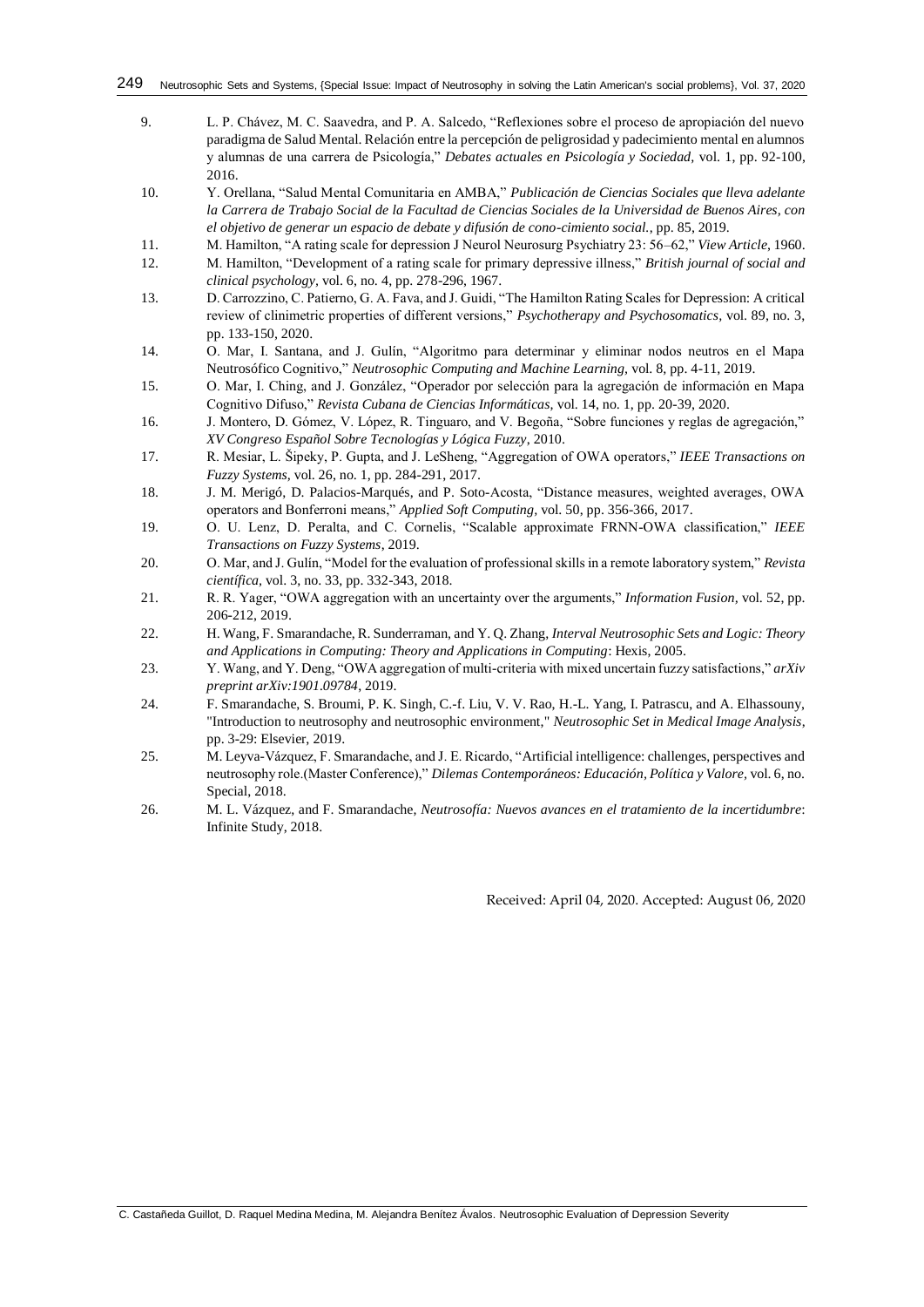9. L. P. Chávez, M. C. Saavedra, and P. A. Salcedo, "Reflexiones sobre el proceso de apropiación del nuevo paradigma de Salud Mental. Relación entre la percepción de peligrosidad y padecimiento mental en alumnos y alumnas de una carrera de Psicología," *Debates actuales en Psicología y Sociedad*, vol. 1, pp. 92-100, 2016.
10. Y. Orellana, "Salud Mental Comunitaria en AMBA," *Publicación de Ciencias Sociales que lleva adelante la Carrera de Trabajo Social de la Facultad de Ciencias Sociales de la Universidad de Buenos Aires, con el objetivo de generar un espacio de debate y difusión de cono-cimiento social.*, pp. 85, 2019.
11. M. Hamilton, "A rating scale for depression J Neurol Neurosurg Psychiatry 23: 56–62," *View Article*, 1960.
12. M. Hamilton, "Development of a rating scale for primary depressive illness," *British journal of social and clinical psychology*, vol. 6, no. 4, pp. 278-296, 1967.
13. D. Carrozzino, C. Patierno, G. A. Fava, and J. Guidi, "The Hamilton Rating Scales for Depression: A critical review of clinimetric properties of different versions," *Psychotherapy and Psychosomatics*, vol. 89, no. 3, pp. 133-150, 2020.
14. O. Mar, I. Santana, and J. Gulín, "Algoritmo para determinar y eliminar nodos neutros en el Mapa Neutrosófico Cognitivo," *Neutrosophic Computing and Machine Learning*, vol. 8, pp. 4-11, 2019.
15. O. Mar, I. Ching, and J. González, "Operador por selección para la agregación de información en Mapa Cognitivo Difuso," *Revista Cubana de Ciencias Informáticas*, vol. 14, no. 1, pp. 20-39, 2020.
16. J. Montero, D. Gómez, V. López, R. Tinguaro, and V. Begoña, "Sobre funciones y reglas de agregación," *XV Congreso Español Sobre Tecnologías y Lógica Fuzzy*, 2010.
17. R. Mesiar, L. Šipeky, P. Gupta, and J. LeSheng, "Aggregation of OWA operators," *IEEE Transactions on Fuzzy Systems*, vol. 26, no. 1, pp. 284-291, 2017.
18. J. M. Merigó, D. Palacios-Marqués, and P. Soto-Acosta, "Distance measures, weighted averages, OWA operators and Bonferroni means," *Applied Soft Computing*, vol. 50, pp. 356-366, 2017.
19. O. U. Lenz, D. Peralta, and C. Cornelis, "Scalable approximate FRNN-OWA classification," *IEEE Transactions on Fuzzy Systems*, 2019.
20. O. Mar, and J. Gulín, "Model for the evaluation of professional skills in a remote laboratory system," *Revista científica*, vol. 3, no. 33, pp. 332-343, 2018.
21. R. R. Yager, "OWA aggregation with an uncertainty over the arguments," *Information Fusion*, vol. 52, pp. 206-212, 2019.
22. H. Wang, F. Smarandache, R. Sunderraman, and Y. Q. Zhang, *Interval Neutrosophic Sets and Logic: Theory and Applications in Computing: Theory and Applications in Computing*: Hexis, 2005.
23. Y. Wang, and Y. Deng, "OWA aggregation of multi-criteria with mixed uncertain fuzzy satisfactions," *arXiv preprint arXiv:1901.09784*, 2019.
24. F. Smarandache, S. Broumi, P. K. Singh, C.-f. Liu, V. V. Rao, H.-L. Yang, I. Patrascu, and A. Elhassouny, "Introduction to neutrosophy and neutrosophic environment," *Neutrosophic Set in Medical Image Analysis*, pp. 3-29: Elsevier, 2019.
25. M. Leyva-Vázquez, F. Smarandache, and J. E. Ricardo, "Artificial intelligence: challenges, perspectives and neutrosophy role.(Master Conference)," *Dilemas Contemporáneos: Educación, Política y Valore*, vol. 6, no. Special, 2018.
26. M. L. Vázquez, and F. Smarandache, *Neutrosofía: Nuevos avances en el tratamiento de la incertidumbre*: Infinite Study, 2018.

Received: April 04, 2020. Accepted: August 06, 2020